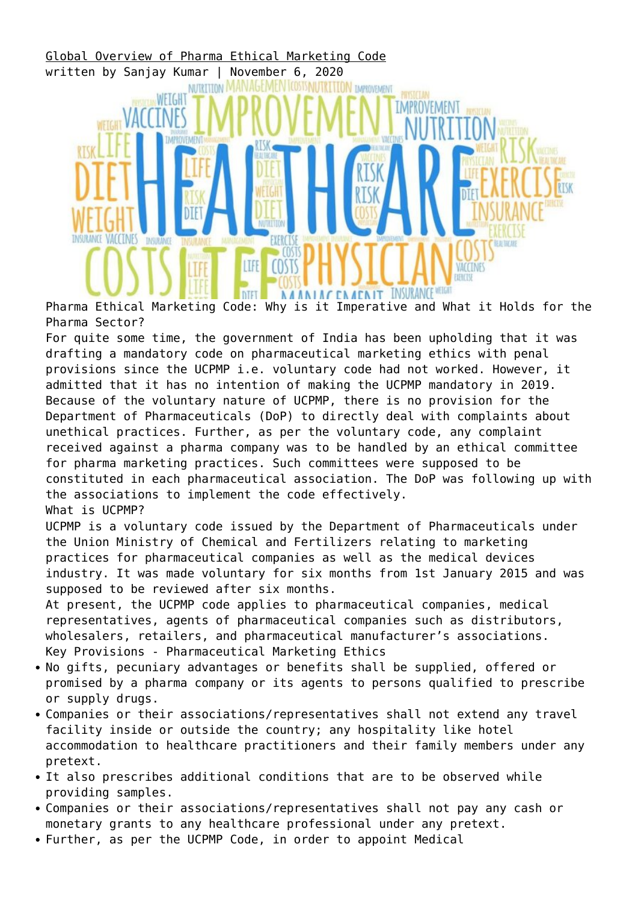# Global Overview of Pharma Ethical Marketing Code

written by Sanjay Kumar | November 6, 2020

## Pharma Ethical Marketing Code: Why is it Imperative and What it Holds for the Pharma Sector?

For quite some time, the government of India has been upholding that it was drafting a mandatory code on pharmaceutical marketing ethics with penal provisions since the UCPMP i.e. voluntary code had not worked. However, it admitted that it has no intention of making the UCPMP mandatory in 2019. Because of the voluntary nature of UCPMP, there is no provision for the Department of Pharmaceuticals (DoP) to directly deal with complaints about unethical practices. Further, as per the voluntary code, any complaint received against a pharma company was to be handled by an ethical committee for pharma marketing practices. Such committees were supposed to be constituted in each pharmaceutical association. The DoP was following up with the associations to implement the code effectively.

## What is UCPMP?

UCPMP is a voluntary code issued by the Department of Pharmaceuticals under the Union Ministry of Chemical and Fertilizers relating to marketing practices for pharmaceutical companies as well as the medical devices industry. It was made voluntary for six months from 1st January 2015 and was supposed to be reviewed after six months.

At present, the UCPMP code applies to pharmaceutical companies, medical representatives, agents of pharmaceutical companies such as distributors, wholesalers, retailers, and pharmaceutical manufacturer's associations.

## Key Provisions - Pharmaceutical Marketing Ethics

- No gifts, pecuniary advantages or benefits shall be supplied, offered or promised by a pharma company or its agents to persons qualified to prescribe or supply drugs.
- Companies or their associations/representatives shall not extend any travel facility inside or outside the country; any hospitality like hotel accommodation to healthcare practitioners and their family members under any pretext.
- It also prescribes additional conditions that are to be observed while providing samples.
- Companies or their associations/representatives shall not pay any cash or monetary grants to any healthcare professional under any pretext.
- Further, as per the UCPMP Code, in order to appoint Medical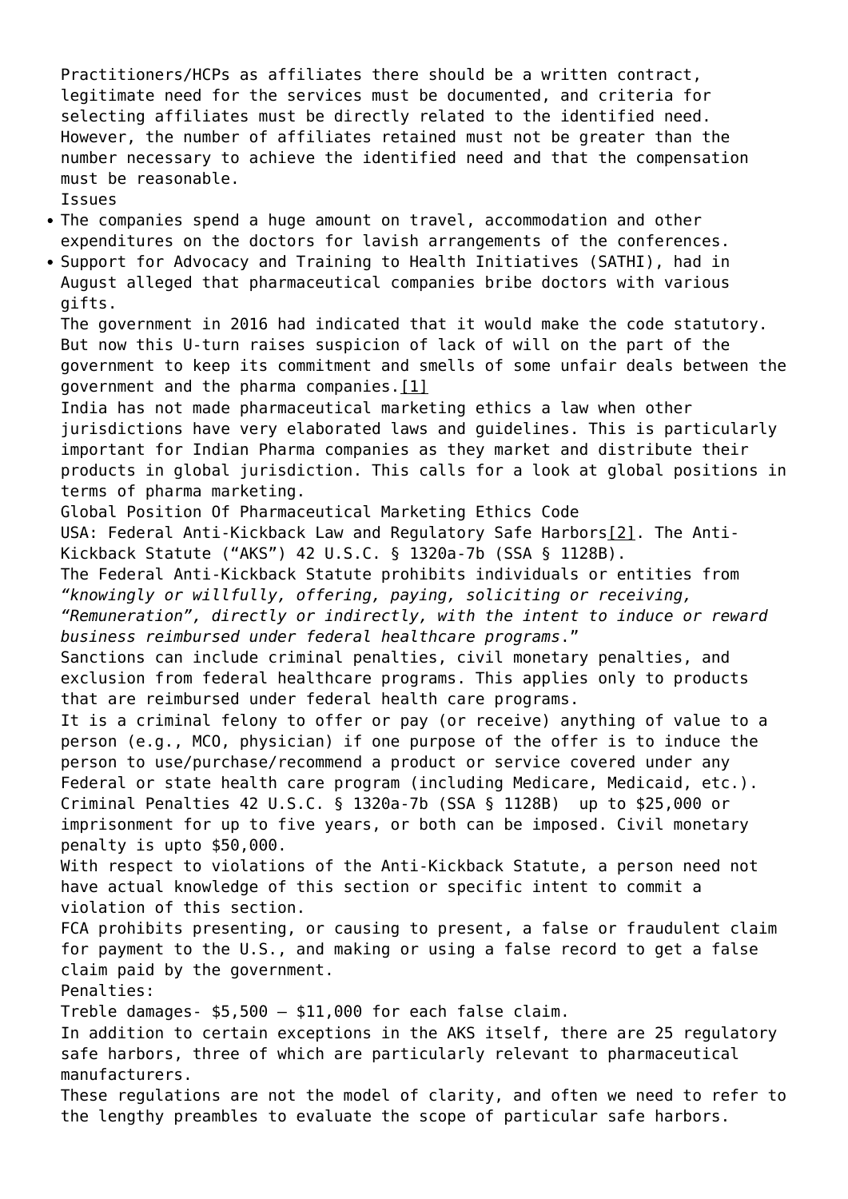Practitioners/HCPs as affiliates there should be a written contract, legitimate need for the services must be documented, and criteria for selecting affiliates must be directly related to the identified need. However, the number of affiliates retained must not be greater than the number necessary to achieve the identified need and that the compensation must be reasonable.

Issues

- The companies spend a huge amount on travel, accommodation and other expenditures on the doctors for lavish arrangements of the conferences.
- Support for Advocacy and Training to Health Initiatives (SATHI), had in August alleged that pharmaceutical companies bribe doctors with various gifts.

The government in 2016 had indicated that it would make the code statutory. But now this U-turn raises suspicion of lack of will on the part of the government to keep its commitment and smells of some unfair deals between the government and the pharma companies.[1]

India has not made pharmaceutical marketing ethics a law when other jurisdictions have very elaborated laws and guidelines. This is particularly important for Indian Pharma companies as they market and distribute their products in global jurisdiction. This calls for a look at global positions in terms of pharma marketing.

Global Position Of Pharmaceutical Marketing Ethics Code

USA: Federal Anti-Kickback Law and Regulatory Safe Harbors[2]. The Anti-Kickback Statute ("AKS") 42 U.S.C. § 1320a-7b (SSA § 1128B).

The Federal Anti-Kickback Statute prohibits individuals or entities from *"knowingly or willfully, offering, paying, soliciting or receiving, "Remuneration", directly or indirectly, with the intent to induce or reward business reimbursed under federal healthcare programs*."

Sanctions can include criminal penalties, civil monetary penalties, and exclusion from federal healthcare programs. This applies only to products that are reimbursed under federal health care programs.

It is a criminal felony to offer or pay (or receive) anything of value to a person (e.g., MCO, physician) if one purpose of the offer is to induce the person to use/purchase/recommend a product or service covered under any Federal or state health care program (including Medicare, Medicaid, etc.).

Criminal Penalties 42 U.S.C. § 1320a-7b (SSA § 1128B) up to $25,000 or imprisonment for up to five years, or both can be imposed. Civil monetary penalty is upto $50,000.

With respect to violations of the Anti-Kickback Statute, a person need not have actual knowledge of this section or specific intent to commit a violation of this section.

FCA prohibits presenting, or causing to present, a false or fraudulent claim for payment to the U.S., and making or using a false record to get a false claim paid by the government.

Penalties:

Treble damages- $5,500 – $11,000 for each false claim.

In addition to certain exceptions in the AKS itself, there are 25 regulatory safe harbors, three of which are particularly relevant to pharmaceutical manufacturers.

These regulations are not the model of clarity, and often we need to refer to the lengthy preambles to evaluate the scope of particular safe harbors.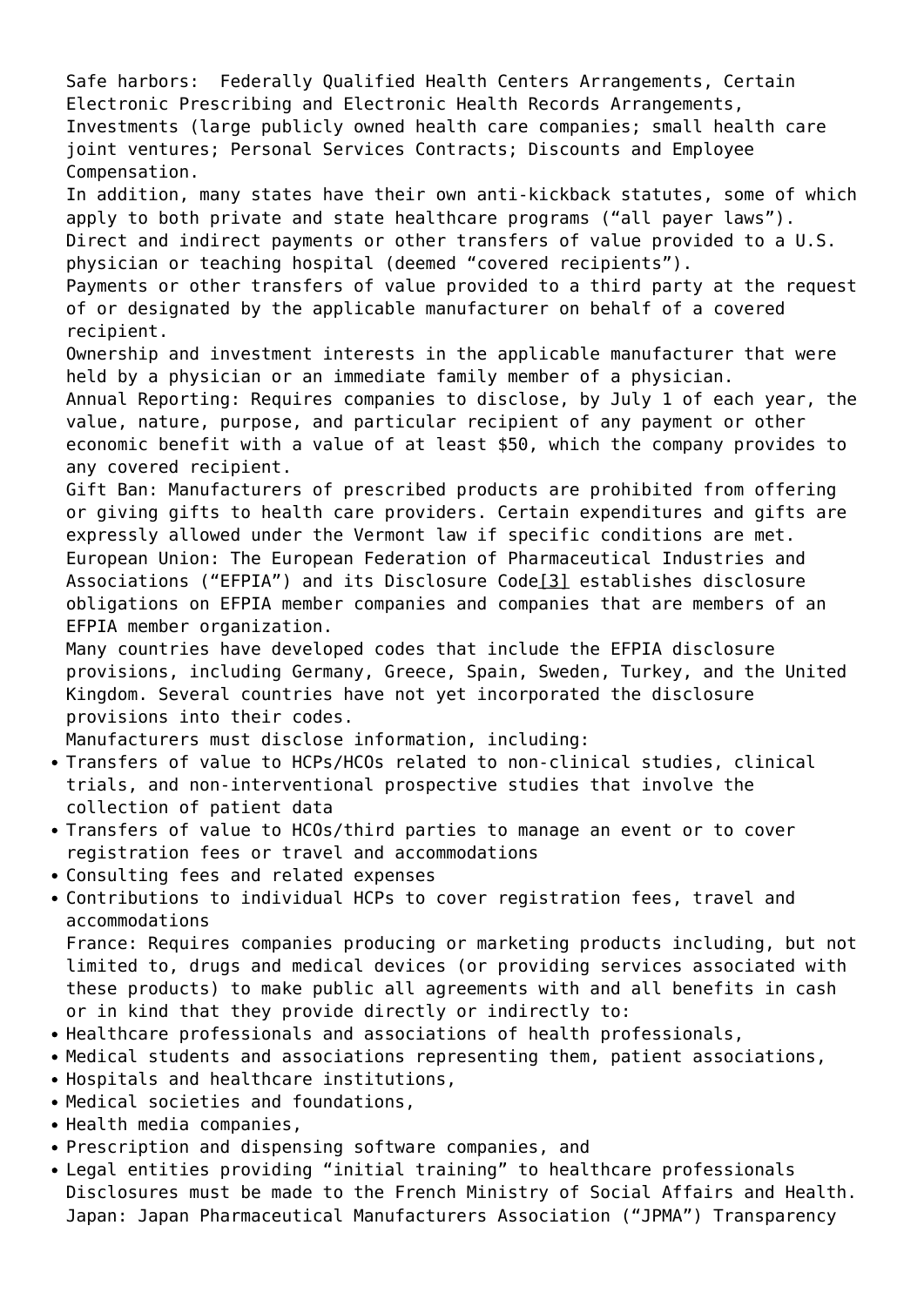Safe harbors: Federally Qualified Health Centers Arrangements, Certain Electronic Prescribing and Electronic Health Records Arrangements, Investments (large publicly owned health care companies; small health care joint ventures; Personal Services Contracts; Discounts and Employee Compensation.

In addition, many states have their own anti-kickback statutes, some of which apply to both private and state healthcare programs ("all payer laws").

Direct and indirect payments or other transfers of value provided to a U.S. physician or teaching hospital (deemed "covered recipients").

Payments or other transfers of value provided to a third party at the request of or designated by the applicable manufacturer on behalf of a covered recipient.

Ownership and investment interests in the applicable manufacturer that were held by a physician or an immediate family member of a physician.

Annual Reporting: Requires companies to disclose, by July 1 of each year, the value, nature, purpose, and particular recipient of any payment or other economic benefit with a value of at least $50, which the company provides to any covered recipient.

Gift Ban: Manufacturers of prescribed products are prohibited from offering or giving gifts to health care providers. Certain expenditures and gifts are expressly allowed under the Vermont law if specific conditions are met.

European Union: The European Federation of Pharmaceutical Industries and Associations ("EFPIA") and its Disclosure Code[3] establishes disclosure obligations on EFPIA member companies and companies that are members of an EFPIA member organization.

Many countries have developed codes that include the EFPIA disclosure provisions, including Germany, Greece, Spain, Sweden, Turkey, and the United Kingdom. Several countries have not yet incorporated the disclosure provisions into their codes.

Manufacturers must disclose information, including:

- Transfers of value to HCPs/HCOs related to non-clinical studies, clinical trials, and non-interventional prospective studies that involve the collection of patient data
- Transfers of value to HCOs/third parties to manage an event or to cover registration fees or travel and accommodations
- Consulting fees and related expenses
- Contributions to individual HCPs to cover registration fees, travel and accommodations

France: Requires companies producing or marketing products including, but not limited to, drugs and medical devices (or providing services associated with these products) to make public all agreements with and all benefits in cash or in kind that they provide directly or indirectly to:

- Healthcare professionals and associations of health professionals,
- Medical students and associations representing them, patient associations,
- Hospitals and healthcare institutions,
- Medical societies and foundations,
- Health media companies,
- Prescription and dispensing software companies, and
- Legal entities providing "initial training" to healthcare professionals

Disclosures must be made to the French Ministry of Social Affairs and Health.

Japan: Japan Pharmaceutical Manufacturers Association ("JPMA") Transparency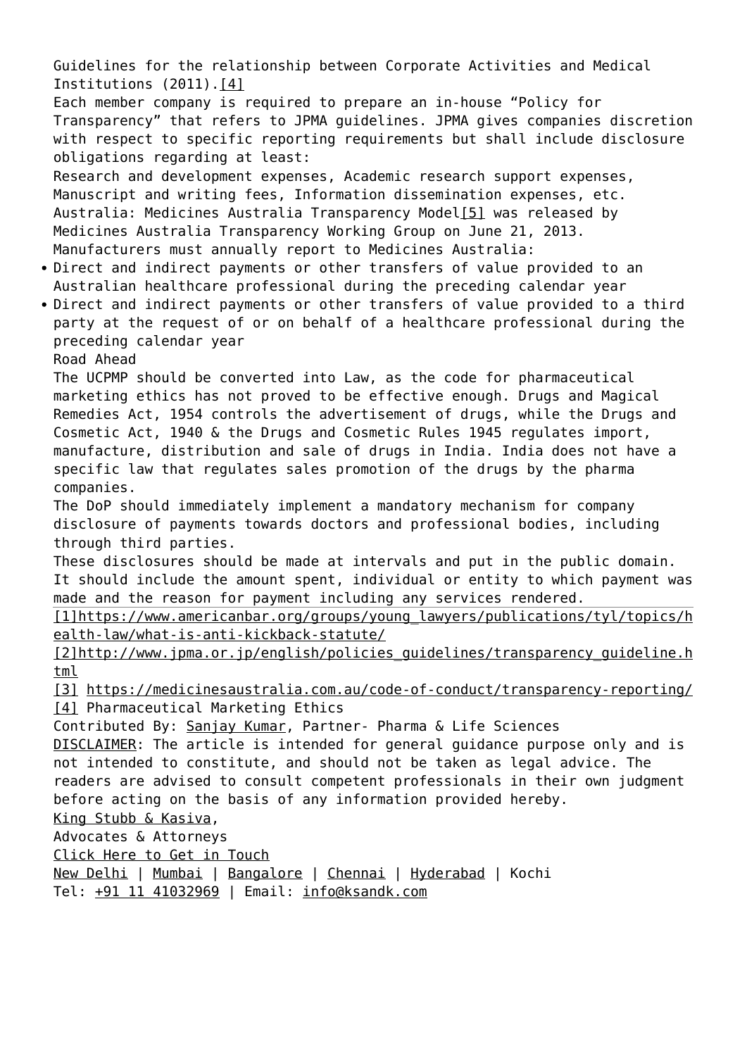Guidelines for the relationship between Corporate Activities and Medical Institutions (2011).[4]

Each member company is required to prepare an in-house "Policy for Transparency" that refers to JPMA guidelines. JPMA gives companies discretion with respect to specific reporting requirements but shall include disclosure obligations regarding at least:

Research and development expenses, Academic research support expenses, Manuscript and writing fees, Information dissemination expenses, etc.

Australia: Medicines Australia Transparency Model[5] was released by Medicines Australia Transparency Working Group on June 21, 2013.

Manufacturers must annually report to Medicines Australia:

- Direct and indirect payments or other transfers of value provided to an Australian healthcare professional during the preceding calendar year
- Direct and indirect payments or other transfers of value provided to a third party at the request of or on behalf of a healthcare professional during the preceding calendar year

Road Ahead

The UCPMP should be converted into Law, as the code for pharmaceutical marketing ethics has not proved to be effective enough. Drugs and Magical Remedies Act, 1954 controls the advertisement of drugs, while the Drugs and Cosmetic Act, 1940 & the Drugs and Cosmetic Rules 1945 regulates import, manufacture, distribution and sale of drugs in India. India does not have a specific law that regulates sales promotion of the drugs by the pharma companies.

The DoP should immediately implement a mandatory mechanism for company disclosure of payments towards doctors and professional bodies, including through third parties.

These disclosures should be made at intervals and put in the public domain. It should include the amount spent, individual or entity to which payment was made and the reason for payment including any services rendered.

---

[1]https://www.americanbar.org/groups/young_lawyers/publications/tyl/topics/health-law/what-is-anti-kickback-statute/

[2]http://www.jpma.or.jp/english/policies_guidelines/transparency_guideline.html

[3] https://medicinesaustralia.com.au/code-of-conduct/transparency-reporting/

[4] Pharmaceutical Marketing Ethics

Contributed By: Sanjay Kumar, Partner- Pharma & Life Sciences

DISCLAIMER: The article is intended for general guidance purpose only and is not intended to constitute, and should not be taken as legal advice. The readers are advised to consult competent professionals in their own judgment before acting on the basis of any information provided hereby.

King Stubb & Kasiva,

Advocates & Attorneys

Click Here to Get in Touch

New Delhi | Mumbai | Bangalore | Chennai | Hyderabad | Kochi

Tel: +91 11 41032969 | Email: info@ksandk.com